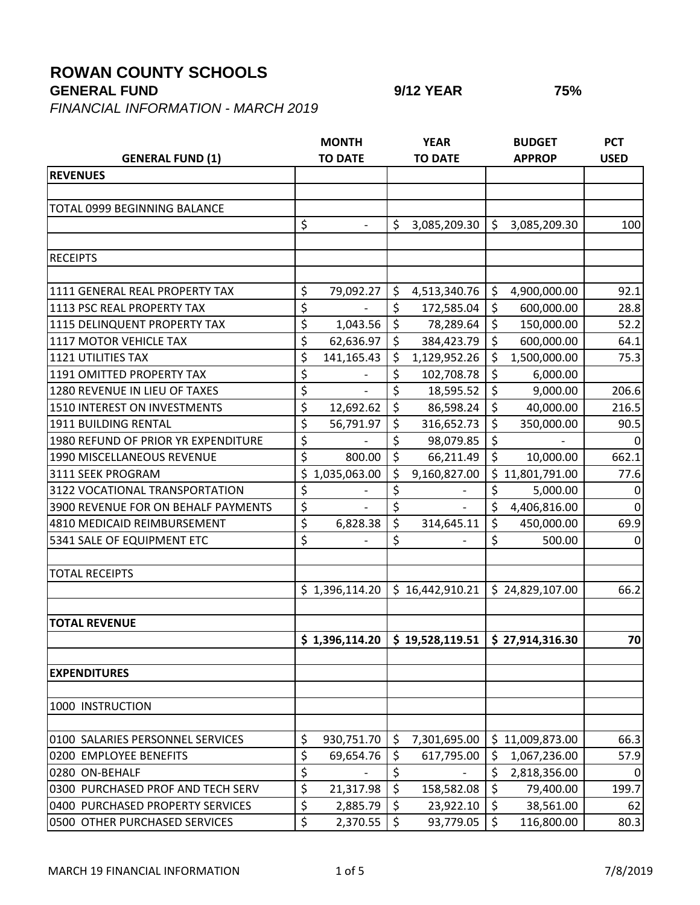# ROWAN COUNTY SCHOOLS

**GENERAL FUND** **9/12 YEAR** **75%**

*FINANCIAL INFORMATION - MARCH 2019*

| GENERAL FUND (1) | MONTH TO DATE | YEAR TO DATE | BUDGET APPROP | PCT USED |
|---|---|---|---|---|
| **REVENUES** | | | | |
| | | | | |
| TOTAL 0999 BEGINNING BALANCE | | | | |
| | $ - | $ 3,085,209.30 | $ 3,085,209.30 | 100 |
| | | | | |
| RECEIPTS | | | | |
| | | | | |
| 1111 GENERAL REAL PROPERTY TAX | $ 79,092.27 | $ 4,513,340.76 | $ 4,900,000.00 | 92.1 |
| 1113 PSC REAL PROPERTY TAX | $ - | $ 172,585.04 | $ 600,000.00 | 28.8 |
| 1115 DELINQUENT PROPERTY TAX | $ 1,043.56 | $ 78,289.64 | $ 150,000.00 | 52.2 |
| 1117 MOTOR VEHICLE TAX | $ 62,636.97 | $ 384,423.79 | $ 600,000.00 | 64.1 |
| 1121 UTILITIES TAX | $ 141,165.43 | $ 1,129,952.26 | $ 1,500,000.00 | 75.3 |
| 1191 OMITTED PROPERTY TAX | $ - | $ 102,708.78 | $ 6,000.00 | |
| 1280 REVENUE IN LIEU OF TAXES | $ - | $ 18,595.52 | $ 9,000.00 | 206.6 |
| 1510 INTEREST ON INVESTMENTS | $ 12,692.62 | $ 86,598.24 | $ 40,000.00 | 216.5 |
| 1911 BUILDING RENTAL | $ 56,791.97 | $ 316,652.73 | $ 350,000.00 | 90.5 |
| 1980 REFUND OF PRIOR YR EXPENDITURE | $ - | $ 98,079.85 | $ - | 0 |
| 1990 MISCELLANEOUS REVENUE | $ 800.00 | $ 66,211.49 | $ 10,000.00 | 662.1 |
| 3111 SEEK PROGRAM | $ 1,035,063.00 | $ 9,160,827.00 | $ 11,801,791.00 | 77.6 |
| 3122 VOCATIONAL TRANSPORTATION | $ - | $ - | $ 5,000.00 | 0 |
| 3900 REVENUE FOR ON BEHALF PAYMENTS | $ - | $ - | $ 4,406,816.00 | 0 |
| 4810 MEDICAID REIMBURSEMENT | $ 6,828.38 | $ 314,645.11 | $ 450,000.00 | 69.9 |
| 5341 SALE OF EQUIPMENT ETC | $ - | $ - | $ 500.00 | 0 |
| | | | | |
| TOTAL RECEIPTS | | | | |
| | $ 1,396,114.20 | $ 16,442,910.21 | $ 24,829,107.00 | 66.2 |
| | | | | |
| **TOTAL REVENUE** | | | | |
| | **$ 1,396,114.20** | **$ 19,528,119.51** | **$ 27,914,316.30** | **70** |
| | | | | |
| **EXPENDITURES** | | | | |
| | | | | |
| 1000 INSTRUCTION | | | | |
| | | | | |
| 0100 SALARIES PERSONNEL SERVICES | $ 930,751.70 | $ 7,301,695.00 | $ 11,009,873.00 | 66.3 |
| 0200 EMPLOYEE BENEFITS | $ 69,654.76 | $ 617,795.00 | $ 1,067,236.00 | 57.9 |
| 0280 ON-BEHALF | $ - | $ - | $ 2,818,356.00 | 0 |
| 0300 PURCHASED PROF AND TECH SERV | $ 21,317.98 | $ 158,582.08 | $ 79,400.00 | 199.7 |
| 0400 PURCHASED PROPERTY SERVICES | $ 2,885.79 | $ 23,922.10 | $ 38,561.00 | 62 |
| 0500 OTHER PURCHASED SERVICES | $ 2,370.55 | $ 93,779.05 | $ 116,800.00 | 80.3 |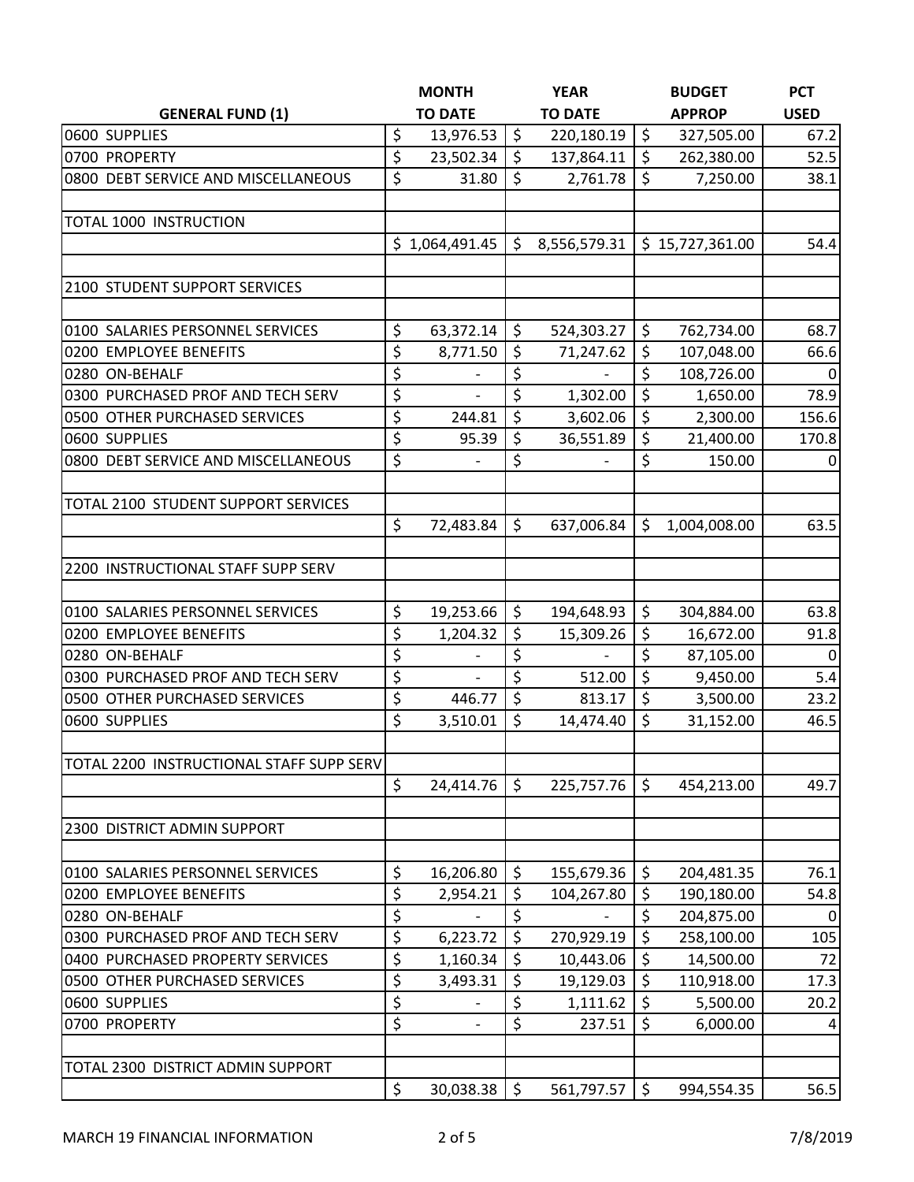| GENERAL FUND (1) | MONTH TO DATE | YEAR TO DATE | BUDGET APPROP | PCT USED |
|---|---|---|---|---|
| 0600 SUPPLIES | $ 13,976.53 | $ 220,180.19 | $ 327,505.00 | 67.2 |
| 0700 PROPERTY | $ 23,502.34 | $ 137,864.11 | $ 262,380.00 | 52.5 |
| 0800 DEBT SERVICE AND MISCELLANEOUS | $ 31.80 | $ 2,761.78 | $ 7,250.00 | 38.1 |
| | | | | |
| TOTAL 1000 INSTRUCTION | | | | |
| | $ 1,064,491.45 | $ 8,556,579.31 | $ 15,727,361.00 | 54.4 |
| | | | | |
| 2100 STUDENT SUPPORT SERVICES | | | | |
| | | | | |
| 0100 SALARIES PERSONNEL SERVICES | $ 63,372.14 | $ 524,303.27 | $ 762,734.00 | 68.7 |
| 0200 EMPLOYEE BENEFITS | $ 8,771.50 | $ 71,247.62 | $ 107,048.00 | 66.6 |
| 0280 ON-BEHALF | $ - | $ - | $ 108,726.00 | 0 |
| 0300 PURCHASED PROF AND TECH SERV | $ - | $ 1,302.00 | $ 1,650.00 | 78.9 |
| 0500 OTHER PURCHASED SERVICES | $ 244.81 | $ 3,602.06 | $ 2,300.00 | 156.6 |
| 0600 SUPPLIES | $ 95.39 | $ 36,551.89 | $ 21,400.00 | 170.8 |
| 0800 DEBT SERVICE AND MISCELLANEOUS | $ - | $ - | $ 150.00 | 0 |
| | | | | |
| TOTAL 2100 STUDENT SUPPORT SERVICES | | | | |
| | $ 72,483.84 | $ 637,006.84 | $ 1,004,008.00 | 63.5 |
| | | | | |
| 2200 INSTRUCTIONAL STAFF SUPP SERV | | | | |
| | | | | |
| 0100 SALARIES PERSONNEL SERVICES | $ 19,253.66 | $ 194,648.93 | $ 304,884.00 | 63.8 |
| 0200 EMPLOYEE BENEFITS | $ 1,204.32 | $ 15,309.26 | $ 16,672.00 | 91.8 |
| 0280 ON-BEHALF | $ - | $ - | $ 87,105.00 | 0 |
| 0300 PURCHASED PROF AND TECH SERV | $ - | $ 512.00 | $ 9,450.00 | 5.4 |
| 0500 OTHER PURCHASED SERVICES | $ 446.77 | $ 813.17 | $ 3,500.00 | 23.2 |
| 0600 SUPPLIES | $ 3,510.01 | $ 14,474.40 | $ 31,152.00 | 46.5 |
| | | | | |
| TOTAL 2200 INSTRUCTIONAL STAFF SUPP SERV | | | | |
| | $ 24,414.76 | $ 225,757.76 | $ 454,213.00 | 49.7 |
| | | | | |
| 2300 DISTRICT ADMIN SUPPORT | | | | |
| | | | | |
| 0100 SALARIES PERSONNEL SERVICES | $ 16,206.80 | $ 155,679.36 | $ 204,481.35 | 76.1 |
| 0200 EMPLOYEE BENEFITS | $ 2,954.21 | $ 104,267.80 | $ 190,180.00 | 54.8 |
| 0280 ON-BEHALF | $ - | $ - | $ 204,875.00 | 0 |
| 0300 PURCHASED PROF AND TECH SERV | $ 6,223.72 | $ 270,929.19 | $ 258,100.00 | 105 |
| 0400 PURCHASED PROPERTY SERVICES | $ 1,160.34 | $ 10,443.06 | $ 14,500.00 | 72 |
| 0500 OTHER PURCHASED SERVICES | $ 3,493.31 | $ 19,129.03 | $ 110,918.00 | 17.3 |
| 0600 SUPPLIES | $ - | $ 1,111.62 | $ 5,500.00 | 20.2 |
| 0700 PROPERTY | $ - | $ 237.51 | $ 6,000.00 | 4 |
| | | | | |
| TOTAL 2300 DISTRICT ADMIN SUPPORT | | | | |
| | $ 30,038.38 | $ 561,797.57 | $ 994,554.35 | 56.5 |

MARCH 19 FINANCIAL INFORMATION 7/8/2019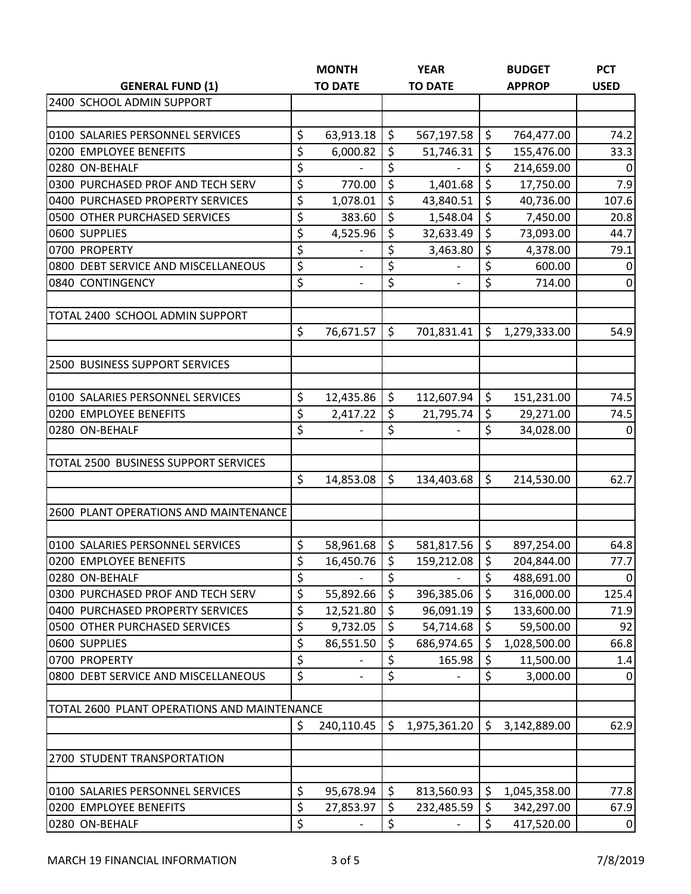| GENERAL FUND (1) | MONTH TO DATE | YEAR TO DATE | BUDGET APPROP | PCT USED |
|---|---|---|---|---|
| 2400 SCHOOL ADMIN SUPPORT | | | | |
| | | | | |
| 0100 SALARIES PERSONNEL SERVICES | $ 63,913.18 | $ 567,197.58 | $ 764,477.00 | 74.2 |
| 0200 EMPLOYEE BENEFITS | $ 6,000.82 | $ 51,746.31 | $ 155,476.00 | 33.3 |
| 0280 ON-BEHALF | $ - | $ - | $ 214,659.00 | 0 |
| 0300 PURCHASED PROF AND TECH SERV | $ 770.00 | $ 1,401.68 | $ 17,750.00 | 7.9 |
| 0400 PURCHASED PROPERTY SERVICES | $ 1,078.01 | $ 43,840.51 | $ 40,736.00 | 107.6 |
| 0500 OTHER PURCHASED SERVICES | $ 383.60 | $ 1,548.04 | $ 7,450.00 | 20.8 |
| 0600 SUPPLIES | $ 4,525.96 | $ 32,633.49 | $ 73,093.00 | 44.7 |
| 0700 PROPERTY | $ - | $ 3,463.80 | $ 4,378.00 | 79.1 |
| 0800 DEBT SERVICE AND MISCELLANEOUS | $ - | $ - | $ 600.00 | 0 |
| 0840 CONTINGENCY | $ - | $ - | $ 714.00 | 0 |
| | | | | |
| TOTAL 2400 SCHOOL ADMIN SUPPORT | | | | |
| | $ 76,671.57 | $ 701,831.41 | $ 1,279,333.00 | 54.9 |
| | | | | |
| 2500 BUSINESS SUPPORT SERVICES | | | | |
| | | | | |
| 0100 SALARIES PERSONNEL SERVICES | $ 12,435.86 | $ 112,607.94 | $ 151,231.00 | 74.5 |
| 0200 EMPLOYEE BENEFITS | $ 2,417.22 | $ 21,795.74 | $ 29,271.00 | 74.5 |
| 0280 ON-BEHALF | $ - | $ - | $ 34,028.00 | 0 |
| | | | | |
| TOTAL 2500 BUSINESS SUPPORT SERVICES | | | | |
| | $ 14,853.08 | $ 134,403.68 | $ 214,530.00 | 62.7 |
| | | | | |
| 2600 PLANT OPERATIONS AND MAINTENANCE | | | | |
| | | | | |
| 0100 SALARIES PERSONNEL SERVICES | $ 58,961.68 | $ 581,817.56 | $ 897,254.00 | 64.8 |
| 0200 EMPLOYEE BENEFITS | $ 16,450.76 | $ 159,212.08 | $ 204,844.00 | 77.7 |
| 0280 ON-BEHALF | $ - | $ - | $ 488,691.00 | 0 |
| 0300 PURCHASED PROF AND TECH SERV | $ 55,892.66 | $ 396,385.06 | $ 316,000.00 | 125.4 |
| 0400 PURCHASED PROPERTY SERVICES | $ 12,521.80 | $ 96,091.19 | $ 133,600.00 | 71.9 |
| 0500 OTHER PURCHASED SERVICES | $ 9,732.05 | $ 54,714.68 | $ 59,500.00 | 92 |
| 0600 SUPPLIES | $ 86,551.50 | $ 686,974.65 | $ 1,028,500.00 | 66.8 |
| 0700 PROPERTY | $ - | $ 165.98 | $ 11,500.00 | 1.4 |
| 0800 DEBT SERVICE AND MISCELLANEOUS | $ - | $ - | $ 3,000.00 | 0 |
| | | | | |
| TOTAL 2600 PLANT OPERATIONS AND MAINTENANCE | | | | |
| | $ 240,110.45 | $ 1,975,361.20 | $ 3,142,889.00 | 62.9 |
| | | | | |
| 2700 STUDENT TRANSPORTATION | | | | |
| | | | | |
| 0100 SALARIES PERSONNEL SERVICES | $ 95,678.94 | $ 813,560.93 | $ 1,045,358.00 | 77.8 |
| 0200 EMPLOYEE BENEFITS | $ 27,853.97 | $ 232,485.59 | $ 342,297.00 | 67.9 |
| 0280 ON-BEHALF | $ - | $ - | $ 417,520.00 | 0 |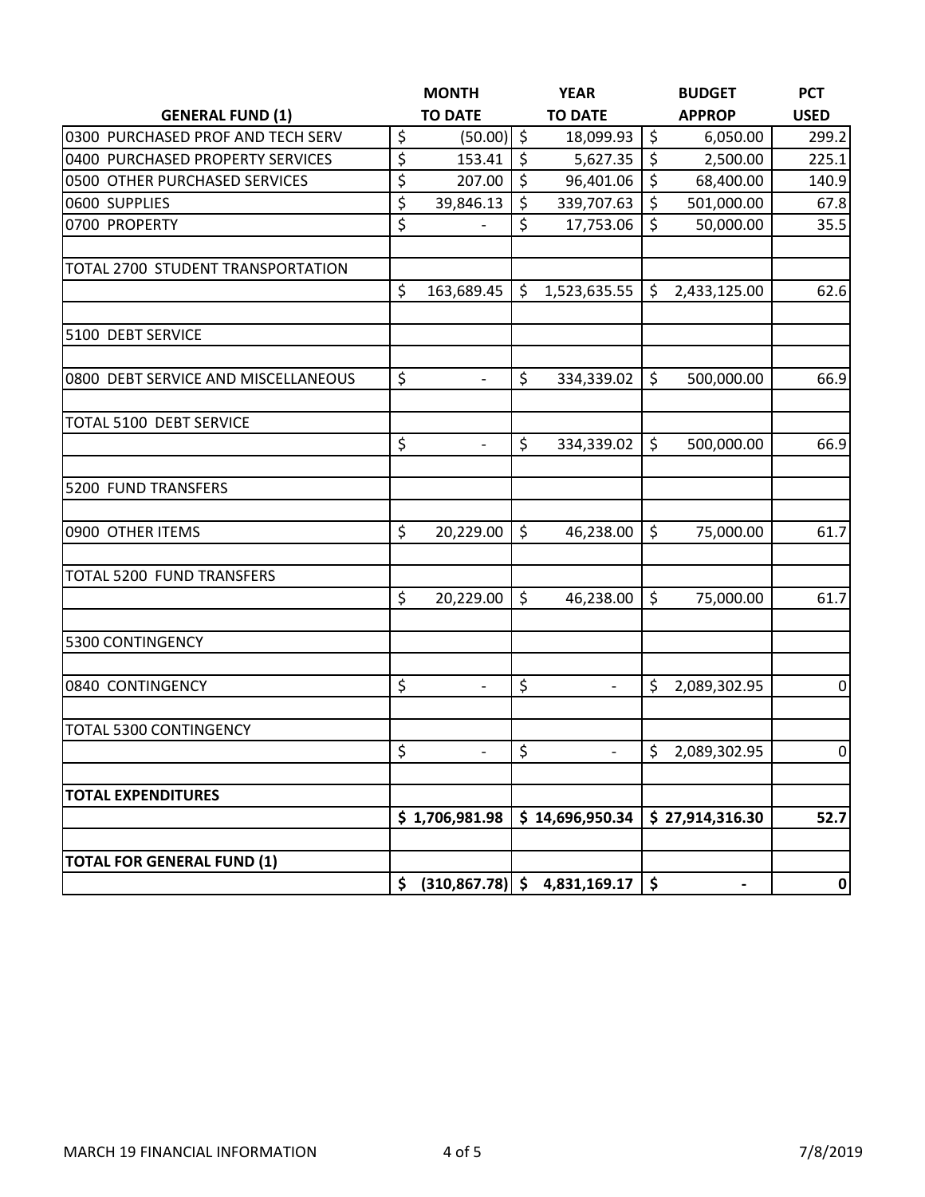| GENERAL FUND (1) | MONTH TO DATE | YEAR TO DATE | BUDGET APPROP | PCT USED |
|---|---|---|---|---|
| 0300 PURCHASED PROF AND TECH SERV | $ (50.00) | $ 18,099.93 | $ 6,050.00 | 299.2 |
| 0400 PURCHASED PROPERTY SERVICES | $ 153.41 | $ 5,627.35 | $ 2,500.00 | 225.1 |
| 0500 OTHER PURCHASED SERVICES | $ 207.00 | $ 96,401.06 | $ 68,400.00 | 140.9 |
| 0600 SUPPLIES | $ 39,846.13 | $ 339,707.63 | $ 501,000.00 | 67.8 |
| 0700 PROPERTY | $ - | $ 17,753.06 | $ 50,000.00 | 35.5 |
| | | | | |
| TOTAL 2700 STUDENT TRANSPORTATION | | | | |
| | $ 163,689.45 | $ 1,523,635.55 | $ 2,433,125.00 | 62.6 |
| | | | | |
| 5100 DEBT SERVICE | | | | |
| | | | | |
| 0800 DEBT SERVICE AND MISCELLANEOUS | $ - | $ 334,339.02 | $ 500,000.00 | 66.9 |
| | | | | |
| TOTAL 5100 DEBT SERVICE | | | | |
| | $ - | $ 334,339.02 | $ 500,000.00 | 66.9 |
| | | | | |
| 5200 FUND TRANSFERS | | | | |
| | | | | |
| 0900 OTHER ITEMS | $ 20,229.00 | $ 46,238.00 | $ 75,000.00 | 61.7 |
| | | | | |
| TOTAL 5200 FUND TRANSFERS | | | | |
| | $ 20,229.00 | $ 46,238.00 | $ 75,000.00 | 61.7 |
| | | | | |
| 5300 CONTINGENCY | | | | |
| | | | | |
| 0840 CONTINGENCY | $ - | $ - | $ 2,089,302.95 | 0 |
| | | | | |
| TOTAL 5300 CONTINGENCY | | | | |
| | $ - | $ - | $ 2,089,302.95 | 0 |
| | | | | |
| **TOTAL EXPENDITURES** | | | | |
| | **$ 1,706,981.98** | **$ 14,696,950.34** | **$ 27,914,316.30** | **52.7** |
| | | | | |
| **TOTAL FOR GENERAL FUND (1)** | | | | |
| | **$ (310,867.78)** | **$ 4,831,169.17** | **$ -** | **0** |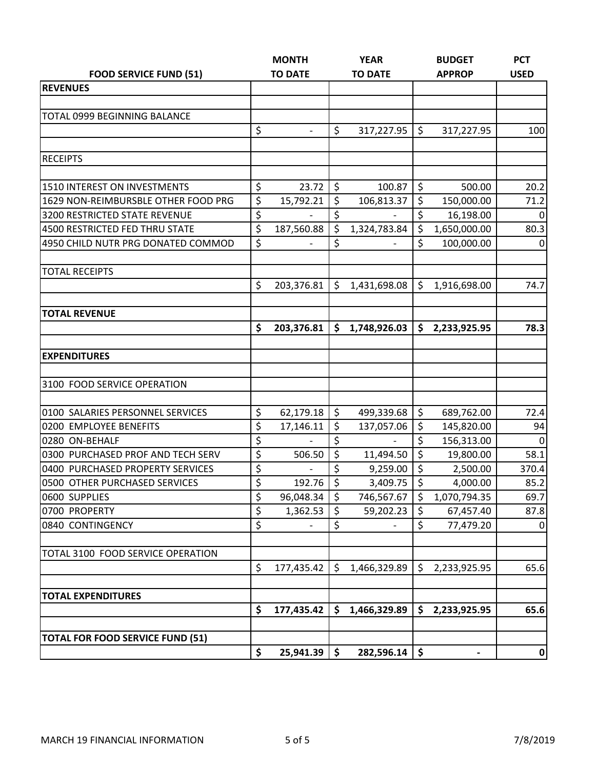| FOOD SERVICE FUND (51) | MONTH TO DATE | YEAR TO DATE | BUDGET APPROP | PCT USED |
|---|---|---|---|---|
| **REVENUES** | | | | |
| | | | | |
| TOTAL 0999 BEGINNING BALANCE | | | | |
| | $ - | $ 317,227.95 | $ 317,227.95 | 100 |
| | | | | |
| RECEIPTS | | | | |
| | | | | |
| 1510 INTEREST ON INVESTMENTS | $ 23.72 | $ 100.87 | $ 500.00 | 20.2 |
| 1629 NON-REIMBURSBLE OTHER FOOD PRG | $ 15,792.21 | $ 106,813.37 | $ 150,000.00 | 71.2 |
| 3200 RESTRICTED STATE REVENUE | $ - | $ - | $ 16,198.00 | 0 |
| 4500 RESTRICTED FED THRU STATE | $ 187,560.88 | $ 1,324,783.84 | $ 1,650,000.00 | 80.3 |
| 4950 CHILD NUTR PRG DONATED COMMOD | $ - | $ - | $ 100,000.00 | 0 |
| | | | | |
| TOTAL RECEIPTS | | | | |
| | $ 203,376.81 | $ 1,431,698.08 | $ 1,916,698.00 | 74.7 |
| | | | | |
| **TOTAL REVENUE** | | | | |
| | **$ 203,376.81** | **$ 1,748,926.03** | **$ 2,233,925.95** | **78.3** |
| | | | | |
| **EXPENDITURES** | | | | |
| | | | | |
| 3100 FOOD SERVICE OPERATION | | | | |
| | | | | |
| 0100 SALARIES PERSONNEL SERVICES | $ 62,179.18 | $ 499,339.68 | $ 689,762.00 | 72.4 |
| 0200 EMPLOYEE BENEFITS | $ 17,146.11 | $ 137,057.06 | $ 145,820.00 | 94 |
| 0280 ON-BEHALF | $ - | $ - | $ 156,313.00 | 0 |
| 0300 PURCHASED PROF AND TECH SERV | $ 506.50 | $ 11,494.50 | $ 19,800.00 | 58.1 |
| 0400 PURCHASED PROPERTY SERVICES | $ - | $ 9,259.00 | $ 2,500.00 | 370.4 |
| 0500 OTHER PURCHASED SERVICES | $ 192.76 | $ 3,409.75 | $ 4,000.00 | 85.2 |
| 0600 SUPPLIES | $ 96,048.34 | $ 746,567.67 | $ 1,070,794.35 | 69.7 |
| 0700 PROPERTY | $ 1,362.53 | $ 59,202.23 | $ 67,457.40 | 87.8 |
| 0840 CONTINGENCY | $ - | $ - | $ 77,479.20 | 0 |
| | | | | |
| TOTAL 3100 FOOD SERVICE OPERATION | | | | |
| | $ 177,435.42 | $ 1,466,329.89 | $ 2,233,925.95 | 65.6 |
| | | | | |
| **TOTAL EXPENDITURES** | | | | |
| | **$ 177,435.42** | **$ 1,466,329.89** | **$ 2,233,925.95** | **65.6** |
| | | | | |
| **TOTAL FOR FOOD SERVICE FUND (51)** | | | | |
| | **$ 25,941.39** | **$ 282,596.14** | **$ -** | **0** |

MARCH 19 FINANCIAL INFORMATION 7/8/2019